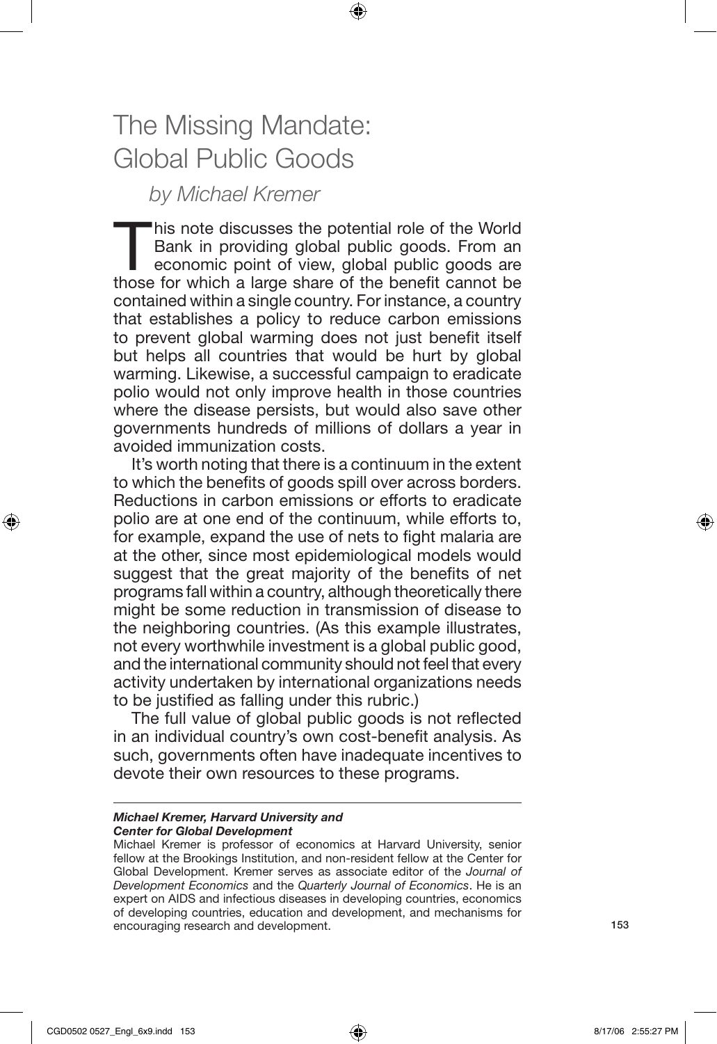# The Missing Mandate: Global Public Goods

*by Michael Kremer*

This note discusses the potential role of the World Bank in providing global public goods. From an economic point of view, global public goods are those for which a large share of the benefit cannot be contained within a single country. For instance, a country that establishes a policy to reduce carbon emissions to prevent global warming does not just benefit itself but helps all countries that would be hurt by global warming. Likewise, a successful campaign to eradicate polio would not only improve health in those countries where the disease persists, but would also save other governments hundreds of millions of dollars a year in avoided immunization costs.

It's worth noting that there is a continuum in the extent to which the benefits of goods spill over across borders. Reductions in carbon emissions or efforts to eradicate polio are at one end of the continuum, while efforts to, for example, expand the use of nets to fight malaria are at the other, since most epidemiological models would suggest that the great majority of the benefits of net programs fall within a country, although theoretically there might be some reduction in transmission of disease to the neighboring countries. (As this example illustrates, not every worthwhile investment is a global public good, and the international community should not feel that every activity undertaken by international organizations needs to be justified as falling under this rubric.)

The full value of global public goods is not reflected in an individual country's own cost-benefit analysis. As such, governments often have inadequate incentives to devote their own resources to these programs.

---

***Michael Kremer, Harvard University and Center for Global Development***

Michael Kremer is professor of economics at Harvard University, senior fellow at the Brookings Institution, and non-resident fellow at the Center for Global Development. Kremer serves as associate editor of the *Journal of Development Economics* and the *Quarterly Journal of Economics*. He is an expert on AIDS and infectious diseases in developing countries, economics of developing countries, education and development, and mechanisms for encouraging research and development.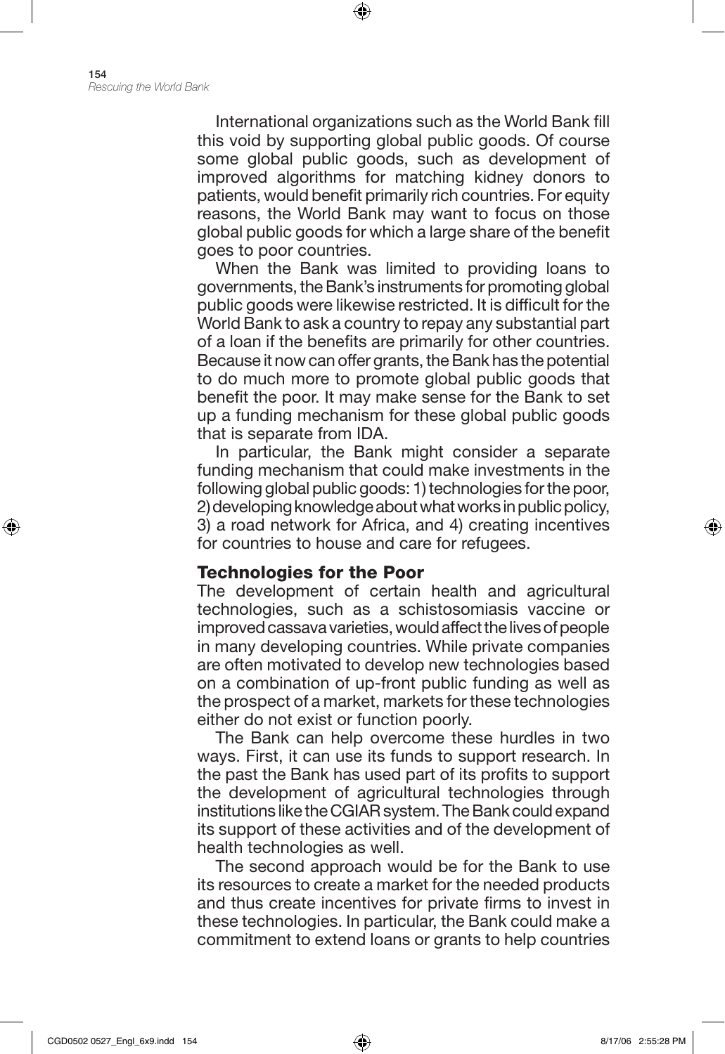International organizations such as the World Bank fill this void by supporting global public goods. Of course some global public goods, such as development of improved algorithms for matching kidney donors to patients, would benefit primarily rich countries. For equity reasons, the World Bank may want to focus on those global public goods for which a large share of the benefit goes to poor countries.

When the Bank was limited to providing loans to governments, the Bank's instruments for promoting global public goods were likewise restricted. It is difficult for the World Bank to ask a country to repay any substantial part of a loan if the benefits are primarily for other countries. Because it now can offer grants, the Bank has the potential to do much more to promote global public goods that benefit the poor. It may make sense for the Bank to set up a funding mechanism for these global public goods that is separate from IDA.

In particular, the Bank might consider a separate funding mechanism that could make investments in the following global public goods: 1) technologies for the poor, 2) developing knowledge about what works in public policy, 3) a road network for Africa, and 4) creating incentives for countries to house and care for refugees.

### Technologies for the Poor

The development of certain health and agricultural technologies, such as a schistosomiasis vaccine or improved cassava varieties, would affect the lives of people in many developing countries. While private companies are often motivated to develop new technologies based on a combination of up-front public funding as well as the prospect of a market, markets for these technologies either do not exist or function poorly.

The Bank can help overcome these hurdles in two ways. First, it can use its funds to support research. In the past the Bank has used part of its profits to support the development of agricultural technologies through institutions like the CGIAR system. The Bank could expand its support of these activities and of the development of health technologies as well.

The second approach would be for the Bank to use its resources to create a market for the needed products and thus create incentives for private firms to invest in these technologies. In particular, the Bank could make a commitment to extend loans or grants to help countries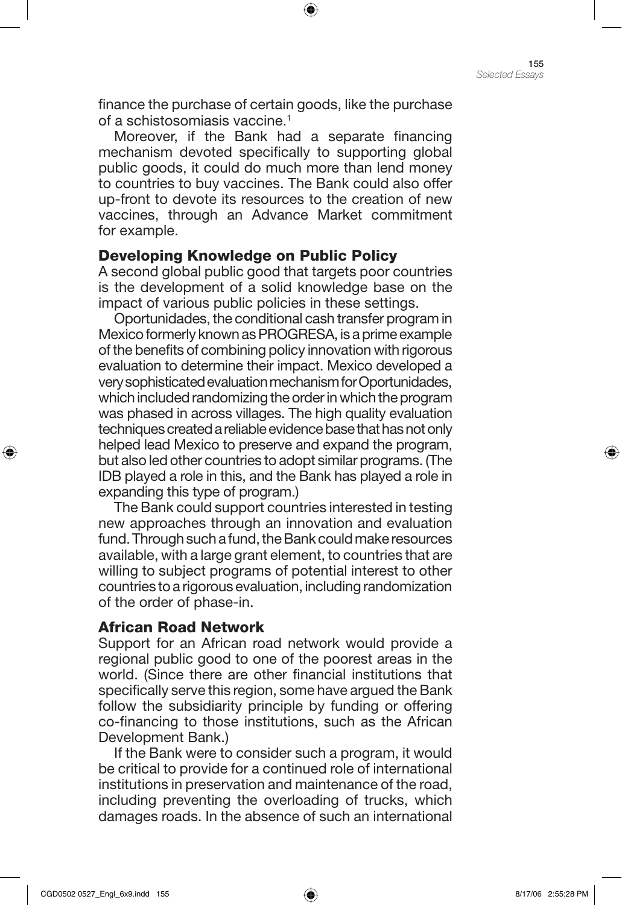finance the purchase of certain goods, like the purchase of a schistosomiasis vaccine.[1]

Moreover, if the Bank had a separate financing mechanism devoted specifically to supporting global public goods, it could do much more than lend money to countries to buy vaccines. The Bank could also offer up-front to devote its resources to the creation of new vaccines, through an Advance Market commitment for example.

### Developing Knowledge on Public Policy

A second global public good that targets poor countries is the development of a solid knowledge base on the impact of various public policies in these settings.

Oportunidades, the conditional cash transfer program in Mexico formerly known as PROGRESA, is a prime example of the benefits of combining policy innovation with rigorous evaluation to determine their impact. Mexico developed a very sophisticated evaluation mechanism for Oportunidades, which included randomizing the order in which the program was phased in across villages. The high quality evaluation techniques created a reliable evidence base that has not only helped lead Mexico to preserve and expand the program, but also led other countries to adopt similar programs. (The IDB played a role in this, and the Bank has played a role in expanding this type of program.)

The Bank could support countries interested in testing new approaches through an innovation and evaluation fund. Through such a fund, the Bank could make resources available, with a large grant element, to countries that are willing to subject programs of potential interest to other countries to a rigorous evaluation, including randomization of the order of phase-in.

### African Road Network

Support for an African road network would provide a regional public good to one of the poorest areas in the world. (Since there are other financial institutions that specifically serve this region, some have argued the Bank follow the subsidiarity principle by funding or offering co-financing to those institutions, such as the African Development Bank.)

If the Bank were to consider such a program, it would be critical to provide for a continued role of international institutions in preservation and maintenance of the road, including preventing the overloading of trucks, which damages roads. In the absence of such an international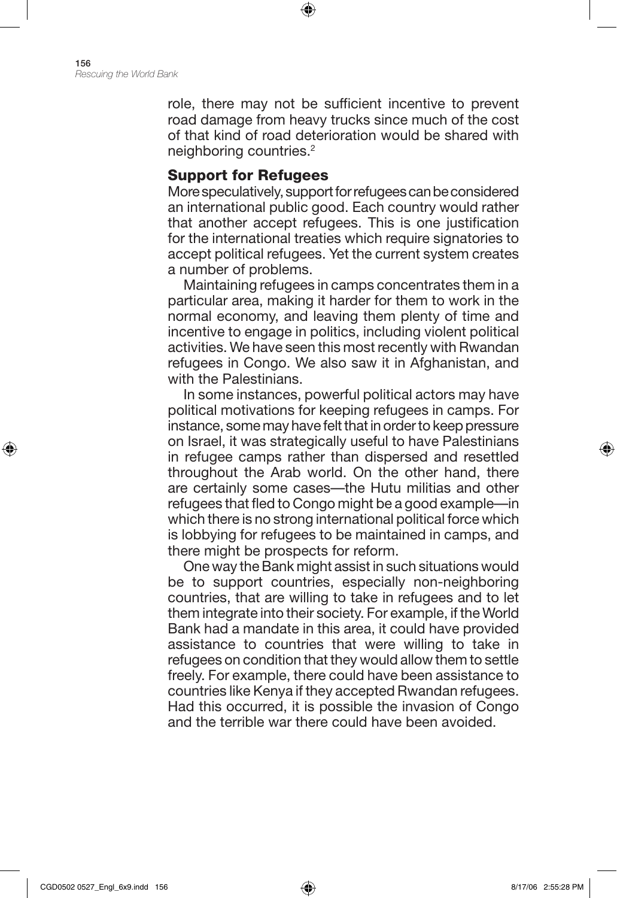role, there may not be sufficient incentive to prevent road damage from heavy trucks since much of the cost of that kind of road deterioration would be shared with neighboring countries.[2]

## Support for Refugees

More speculatively, support for refugees can be considered an international public good. Each country would rather that another accept refugees. This is one justification for the international treaties which require signatories to accept political refugees. Yet the current system creates a number of problems.

Maintaining refugees in camps concentrates them in a particular area, making it harder for them to work in the normal economy, and leaving them plenty of time and incentive to engage in politics, including violent political activities. We have seen this most recently with Rwandan refugees in Congo. We also saw it in Afghanistan, and with the Palestinians.

In some instances, powerful political actors may have political motivations for keeping refugees in camps. For instance, some may have felt that in order to keep pressure on Israel, it was strategically useful to have Palestinians in refugee camps rather than dispersed and resettled throughout the Arab world. On the other hand, there are certainly some cases—the Hutu militias and other refugees that fled to Congo might be a good example—in which there is no strong international political force which is lobbying for refugees to be maintained in camps, and there might be prospects for reform.

One way the Bank might assist in such situations would be to support countries, especially non-neighboring countries, that are willing to take in refugees and to let them integrate into their society. For example, if the World Bank had a mandate in this area, it could have provided assistance to countries that were willing to take in refugees on condition that they would allow them to settle freely. For example, there could have been assistance to countries like Kenya if they accepted Rwandan refugees. Had this occurred, it is possible the invasion of Congo and the terrible war there could have been avoided.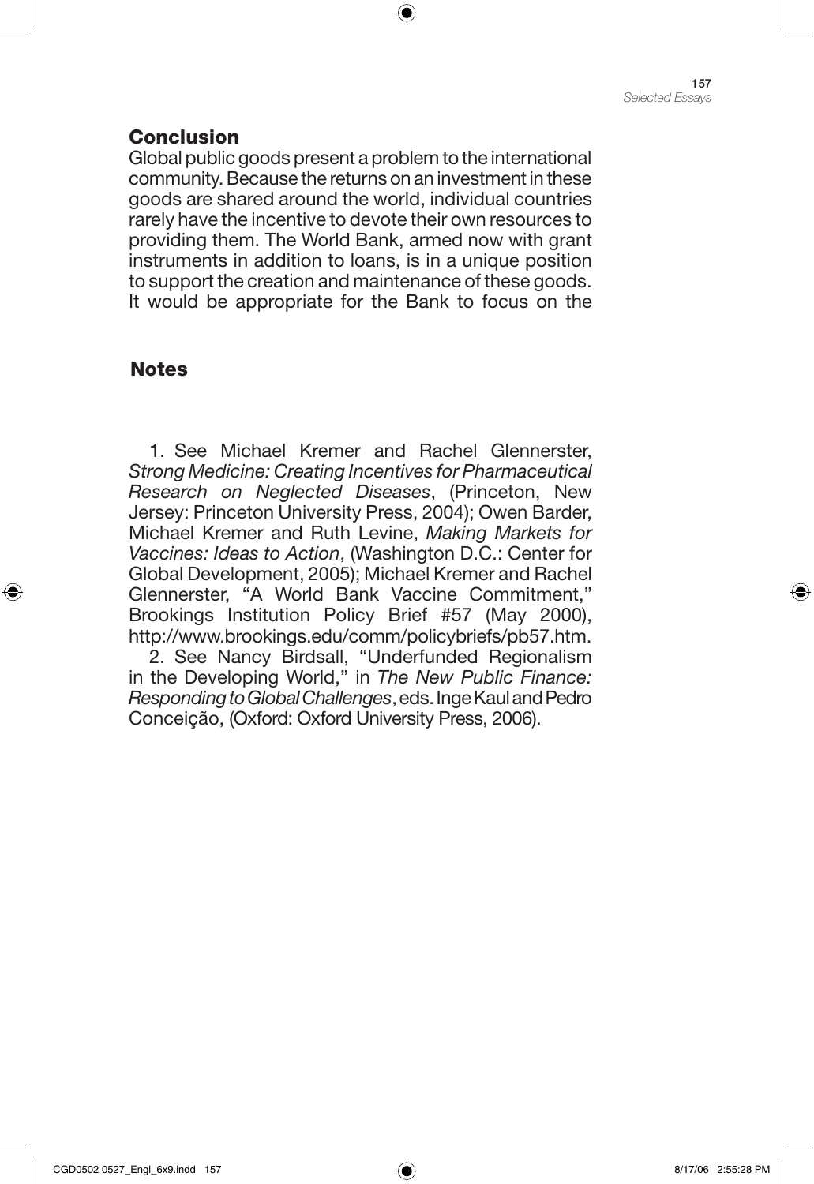## Conclusion

Global public goods present a problem to the international community. Because the returns on an investment in these goods are shared around the world, individual countries rarely have the incentive to devote their own resources to providing them. The World Bank, armed now with grant instruments in addition to loans, is in a unique position to support the creation and maintenance of these goods. It would be appropriate for the Bank to focus on the

## Notes

1. See Michael Kremer and Rachel Glennerster, *Strong Medicine: Creating Incentives for Pharmaceutical Research on Neglected Diseases*, (Princeton, New Jersey: Princeton University Press, 2004); Owen Barder, Michael Kremer and Ruth Levine, *Making Markets for Vaccines: Ideas to Action*, (Washington D.C.: Center for Global Development, 2005); Michael Kremer and Rachel Glennerster, "A World Bank Vaccine Commitment," Brookings Institution Policy Brief #57 (May 2000), http://www.brookings.edu/comm/policybriefs/pb57.htm.

2. See Nancy Birdsall, "Underfunded Regionalism in the Developing World," in *The New Public Finance: Responding to Global Challenges*, eds. Inge Kaul and Pedro Conceição, (Oxford: Oxford University Press, 2006).